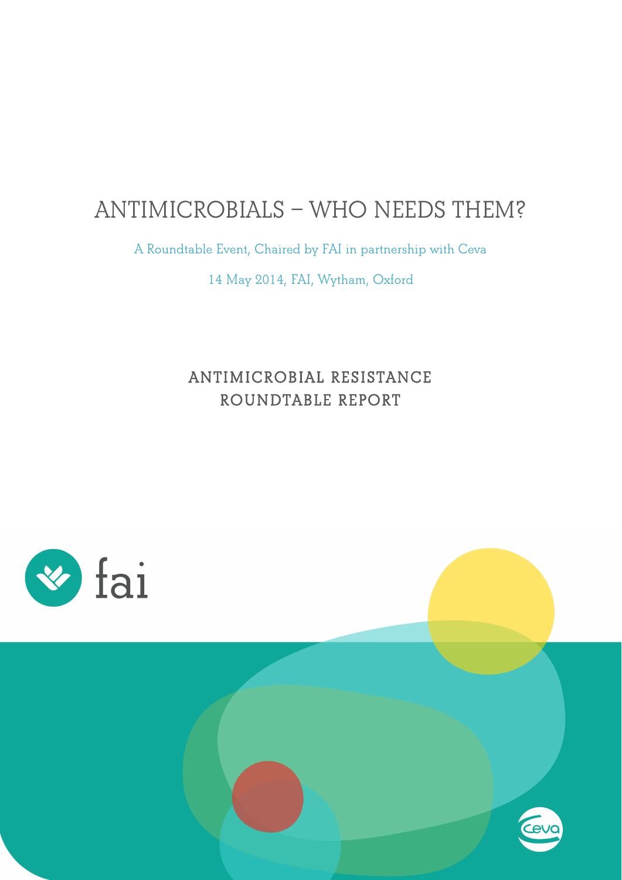# ANTIMICROBIALS – WHO NEEDS THEM?

A Roundtable Event, Chaired by FAI in partnership with Ceva

14 May 2014, FAI, Wytham, Oxford

## ANTIMICROBIAL RESISTANCE ROUNDTABLE REPORT

fai

Ceva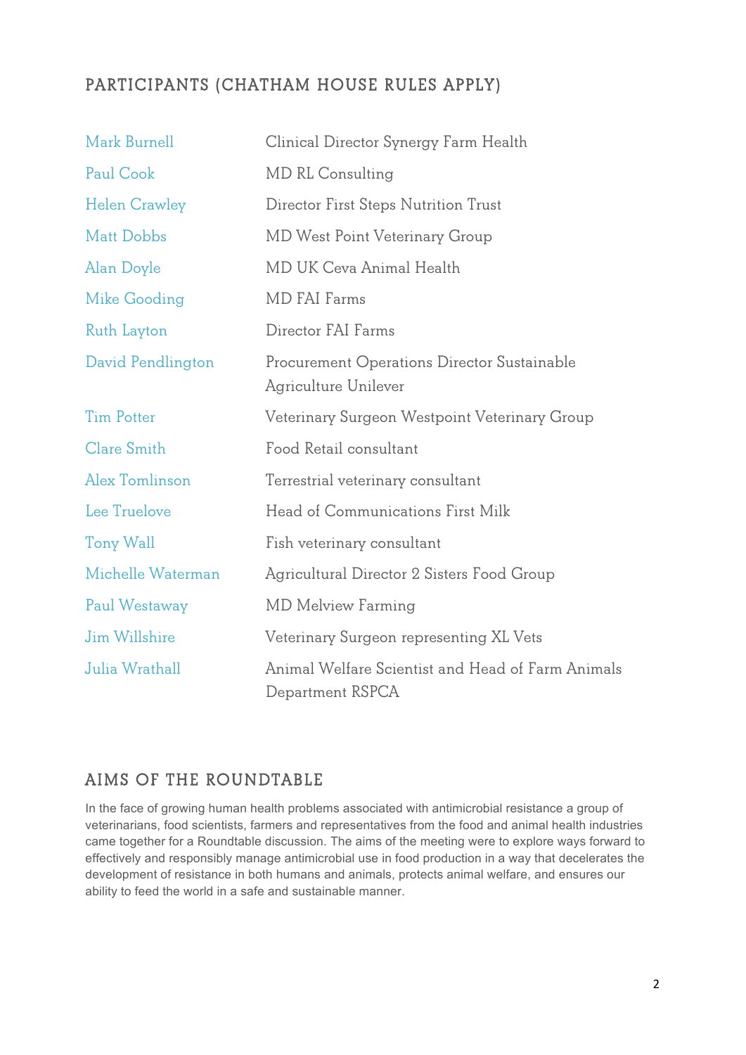## PARTICIPANTS (CHATHAM HOUSE RULES APPLY)

| | |
|---|---|
| Mark Burnell | Clinical Director Synergy Farm Health |
| Paul Cook | MD RL Consulting |
| Helen Crawley | Director First Steps Nutrition Trust |
| Matt Dobbs | MD West Point Veterinary Group |
| Alan Doyle | MD UK Ceva Animal Health |
| Mike Gooding | MD FAI Farms |
| Ruth Layton | Director FAI Farms |
| David Pendlington | Procurement Operations Director Sustainable Agriculture Unilever |
| Tim Potter | Veterinary Surgeon Westpoint Veterinary Group |
| Clare Smith | Food Retail consultant |
| Alex Tomlinson | Terrestrial veterinary consultant |
| Lee Truelove | Head of Communications First Milk |
| Tony Wall | Fish veterinary consultant |
| Michelle Waterman | Agricultural Director 2 Sisters Food Group |
| Paul Westaway | MD Melview Farming |
| Jim Willshire | Veterinary Surgeon representing XL Vets |
| Julia Wrathall | Animal Welfare Scientist and Head of Farm Animals Department RSPCA |

## AIMS OF THE ROUNDTABLE

In the face of growing human health problems associated with antimicrobial resistance a group of veterinarians, food scientists, farmers and representatives from the food and animal health industries came together for a Roundtable discussion. The aims of the meeting were to explore ways forward to effectively and responsibly manage antimicrobial use in food production in a way that decelerates the development of resistance in both humans and animals, protects animal welfare, and ensures our ability to feed the world in a safe and sustainable manner.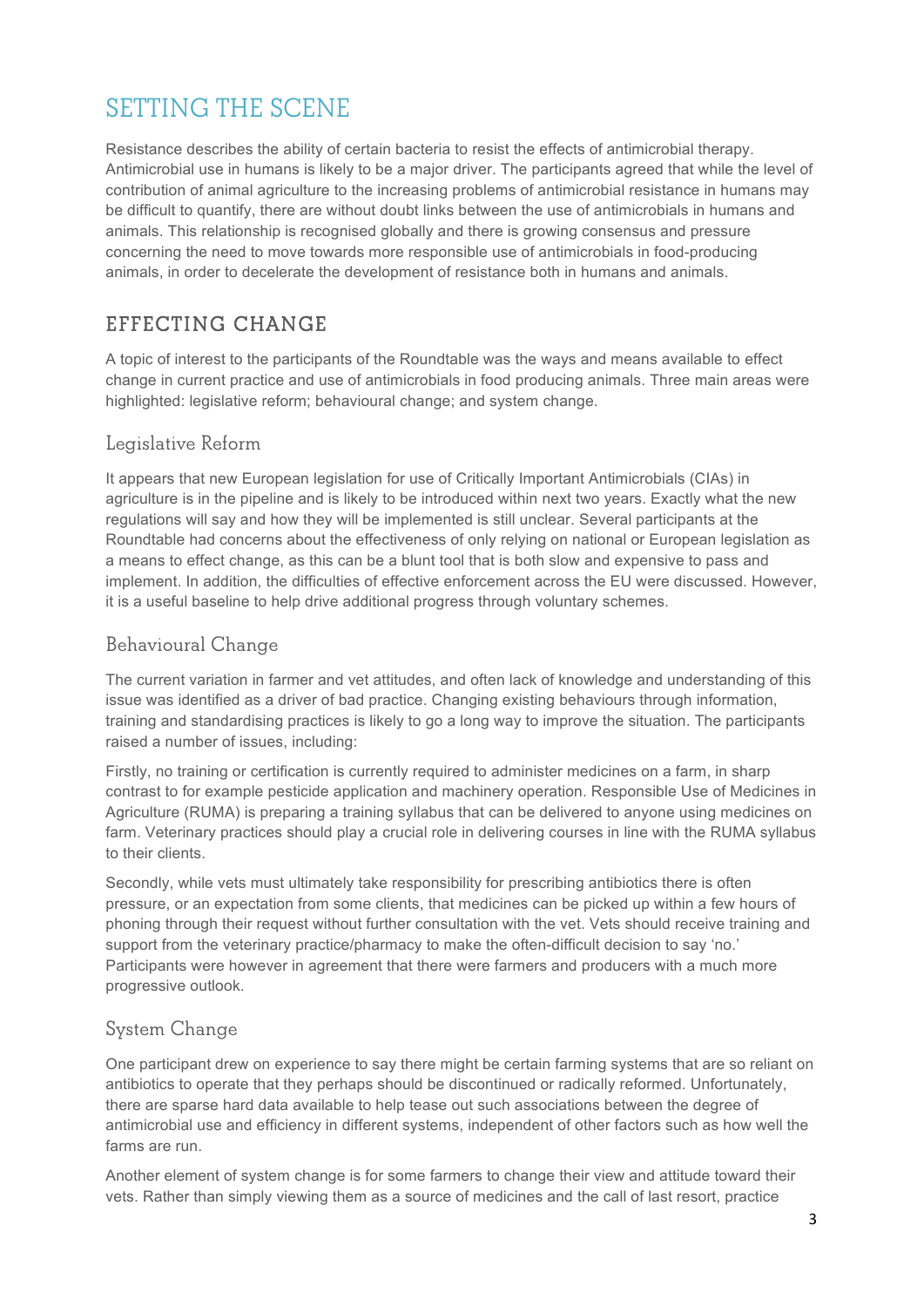# SETTING THE SCENE

Resistance describes the ability of certain bacteria to resist the effects of antimicrobial therapy. Antimicrobial use in humans is likely to be a major driver. The participants agreed that while the level of contribution of animal agriculture to the increasing problems of antimicrobial resistance in humans may be difficult to quantify, there are without doubt links between the use of antimicrobials in humans and animals. This relationship is recognised globally and there is growing consensus and pressure concerning the need to move towards more responsible use of antimicrobials in food-producing animals, in order to decelerate the development of resistance both in humans and animals.

## EFFECTING CHANGE

A topic of interest to the participants of the Roundtable was the ways and means available to effect change in current practice and use of antimicrobials in food producing animals. Three main areas were highlighted: legislative reform; behavioural change; and system change.

### Legislative Reform

It appears that new European legislation for use of Critically Important Antimicrobials (CIAs) in agriculture is in the pipeline and is likely to be introduced within next two years. Exactly what the new regulations will say and how they will be implemented is still unclear. Several participants at the Roundtable had concerns about the effectiveness of only relying on national or European legislation as a means to effect change, as this can be a blunt tool that is both slow and expensive to pass and implement. In addition, the difficulties of effective enforcement across the EU were discussed. However, it is a useful baseline to help drive additional progress through voluntary schemes.

### Behavioural Change

The current variation in farmer and vet attitudes, and often lack of knowledge and understanding of this issue was identified as a driver of bad practice. Changing existing behaviours through information, training and standardising practices is likely to go a long way to improve the situation. The participants raised a number of issues, including:

Firstly, no training or certification is currently required to administer medicines on a farm, in sharp contrast to for example pesticide application and machinery operation. Responsible Use of Medicines in Agriculture (RUMA) is preparing a training syllabus that can be delivered to anyone using medicines on farm. Veterinary practices should play a crucial role in delivering courses in line with the RUMA syllabus to their clients.

Secondly, while vets must ultimately take responsibility for prescribing antibiotics there is often pressure, or an expectation from some clients, that medicines can be picked up within a few hours of phoning through their request without further consultation with the vet. Vets should receive training and support from the veterinary practice/pharmacy to make the often-difficult decision to say 'no.' Participants were however in agreement that there were farmers and producers with a much more progressive outlook.

### System Change

One participant drew on experience to say there might be certain farming systems that are so reliant on antibiotics to operate that they perhaps should be discontinued or radically reformed. Unfortunately, there are sparse hard data available to help tease out such associations between the degree of antimicrobial use and efficiency in different systems, independent of other factors such as how well the farms are run.

Another element of system change is for some farmers to change their view and attitude toward their vets. Rather than simply viewing them as a source of medicines and the call of last resort, practice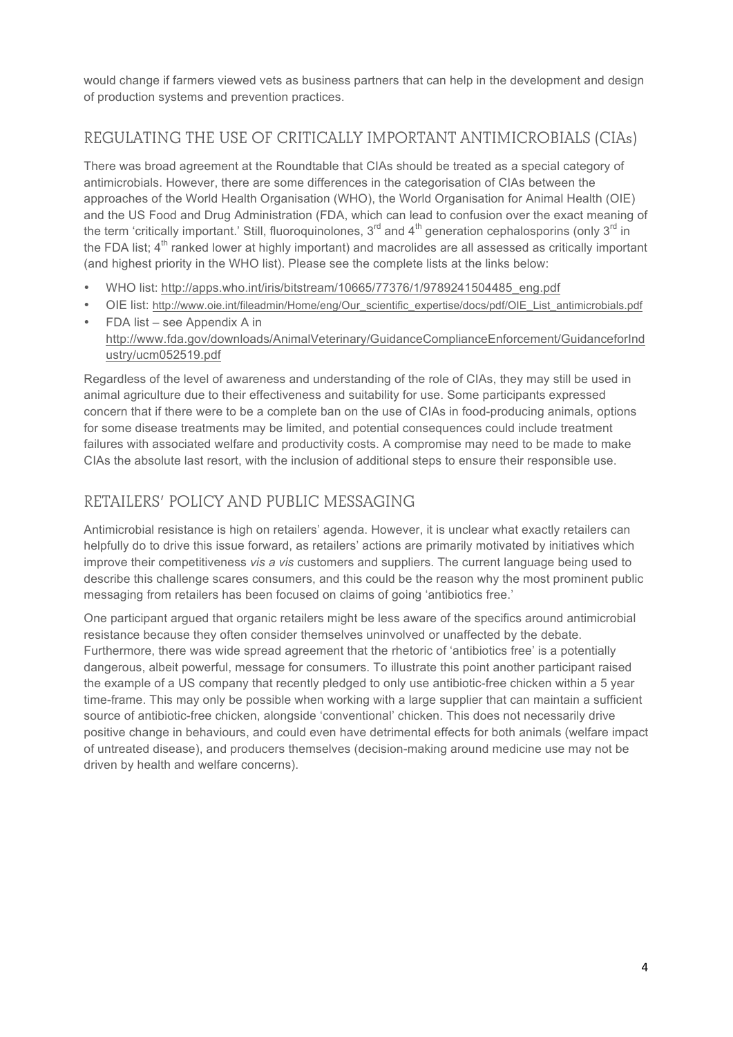would change if farmers viewed vets as business partners that can help in the development and design of production systems and prevention practices.

## REGULATING THE USE OF CRITICALLY IMPORTANT ANTIMICROBIALS (CIAs)

There was broad agreement at the Roundtable that CIAs should be treated as a special category of antimicrobials. However, there are some differences in the categorisation of CIAs between the approaches of the World Health Organisation (WHO), the World Organisation for Animal Health (OIE) and the US Food and Drug Administration (FDA, which can lead to confusion over the exact meaning of the term 'critically important.' Still, fluoroquinolones, 3rd and 4th generation cephalosporins (only 3rd in the FDA list; 4th ranked lower at highly important) and macrolides are all assessed as critically important (and highest priority in the WHO list). Please see the complete lists at the links below:

- WHO list: http://apps.who.int/iris/bitstream/10665/77376/1/9789241504485_eng.pdf
- OIE list: http://www.oie.int/fileadmin/Home/eng/Our_scientific_expertise/docs/pdf/OIE_List_antimicrobials.pdf
- FDA list – see Appendix A in http://www.fda.gov/downloads/AnimalVeterinary/GuidanceComplianceEnforcement/GuidanceforIndustry/ucm052519.pdf

Regardless of the level of awareness and understanding of the role of CIAs, they may still be used in animal agriculture due to their effectiveness and suitability for use. Some participants expressed concern that if there were to be a complete ban on the use of CIAs in food-producing animals, options for some disease treatments may be limited, and potential consequences could include treatment failures with associated welfare and productivity costs. A compromise may need to be made to make CIAs the absolute last resort, with the inclusion of additional steps to ensure their responsible use.

## RETAILERS' POLICY AND PUBLIC MESSAGING

Antimicrobial resistance is high on retailers' agenda. However, it is unclear what exactly retailers can helpfully do to drive this issue forward, as retailers' actions are primarily motivated by initiatives which improve their competitiveness *vis a vis* customers and suppliers. The current language being used to describe this challenge scares consumers, and this could be the reason why the most prominent public messaging from retailers has been focused on claims of going 'antibiotics free.'

One participant argued that organic retailers might be less aware of the specifics around antimicrobial resistance because they often consider themselves uninvolved or unaffected by the debate. Furthermore, there was wide spread agreement that the rhetoric of 'antibiotics free' is a potentially dangerous, albeit powerful, message for consumers. To illustrate this point another participant raised the example of a US company that recently pledged to only use antibiotic-free chicken within a 5 year time-frame. This may only be possible when working with a large supplier that can maintain a sufficient source of antibiotic-free chicken, alongside 'conventional' chicken. This does not necessarily drive positive change in behaviours, and could even have detrimental effects for both animals (welfare impact of untreated disease), and producers themselves (decision-making around medicine use may not be driven by health and welfare concerns).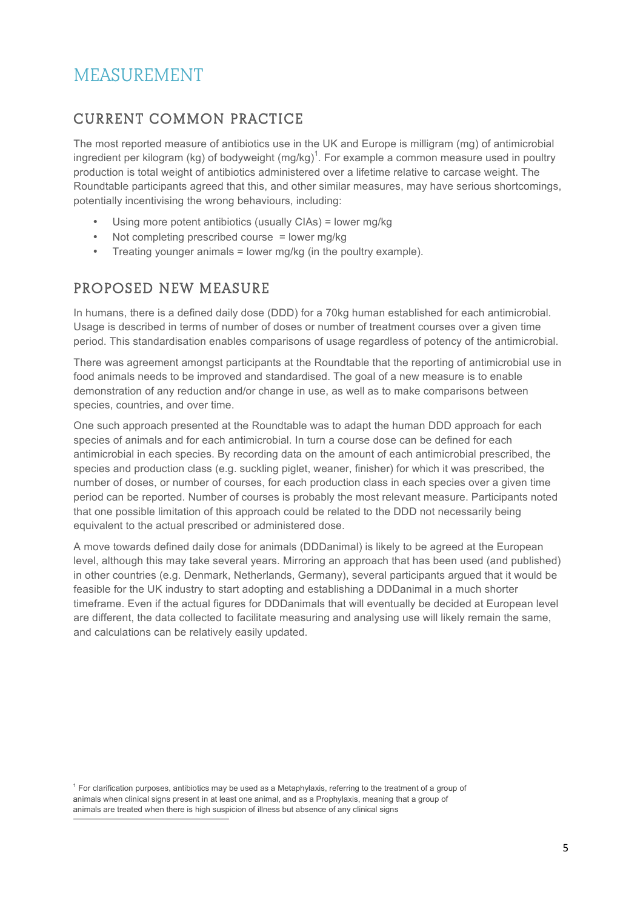# MEASUREMENT

## CURRENT COMMON PRACTICE

The most reported measure of antibiotics use in the UK and Europe is milligram (mg) of antimicrobial ingredient per kilogram (kg) of bodyweight (mg/kg)[1]. For example a common measure used in poultry production is total weight of antibiotics administered over a lifetime relative to carcase weight. The Roundtable participants agreed that this, and other similar measures, may have serious shortcomings, potentially incentivising the wrong behaviours, including:

- Using more potent antibiotics (usually CIAs) = lower mg/kg
- Not completing prescribed course = lower mg/kg
- Treating younger animals = lower mg/kg (in the poultry example).

## PROPOSED NEW MEASURE

In humans, there is a defined daily dose (DDD) for a 70kg human established for each antimicrobial. Usage is described in terms of number of doses or number of treatment courses over a given time period. This standardisation enables comparisons of usage regardless of potency of the antimicrobial.

There was agreement amongst participants at the Roundtable that the reporting of antimicrobial use in food animals needs to be improved and standardised. The goal of a new measure is to enable demonstration of any reduction and/or change in use, as well as to make comparisons between species, countries, and over time.

One such approach presented at the Roundtable was to adapt the human DDD approach for each species of animals and for each antimicrobial. In turn a course dose can be defined for each antimicrobial in each species. By recording data on the amount of each antimicrobial prescribed, the species and production class (e.g. suckling piglet, weaner, finisher) for which it was prescribed, the number of doses, or number of courses, for each production class in each species over a given time period can be reported. Number of courses is probably the most relevant measure. Participants noted that one possible limitation of this approach could be related to the DDD not necessarily being equivalent to the actual prescribed or administered dose.

A move towards defined daily dose for animals (DDDanimal) is likely to be agreed at the European level, although this may take several years. Mirroring an approach that has been used (and published) in other countries (e.g. Denmark, Netherlands, Germany), several participants argued that it would be feasible for the UK industry to start adopting and establishing a DDDanimal in a much shorter timeframe. Even if the actual figures for DDDanimals that will eventually be decided at European level are different, the data collected to facilitate measuring and analysing use will likely remain the same, and calculations can be relatively easily updated.

[1] For clarification purposes, antibiotics may be used as a Metaphylaxis, referring to the treatment of a group of animals when clinical signs present in at least one animal, and as a Prophylaxis, meaning that a group of animals are treated when there is high suspicion of illness but absence of any clinical signs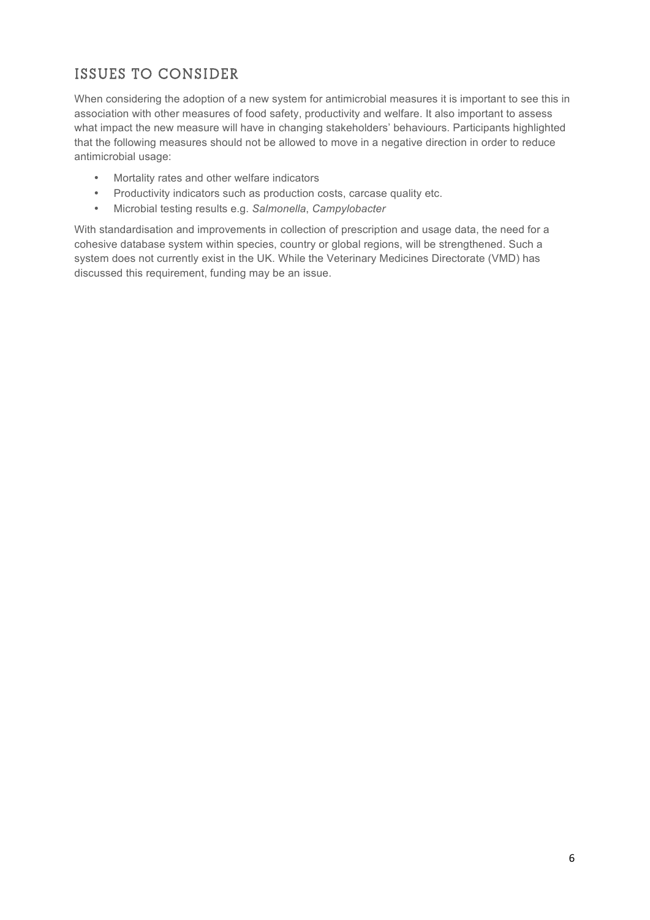## ISSUES TO CONSIDER

When considering the adoption of a new system for antimicrobial measures it is important to see this in association with other measures of food safety, productivity and welfare. It also important to assess what impact the new measure will have in changing stakeholders' behaviours. Participants highlighted that the following measures should not be allowed to move in a negative direction in order to reduce antimicrobial usage:

- Mortality rates and other welfare indicators
- Productivity indicators such as production costs, carcase quality etc.
- Microbial testing results e.g. *Salmonella*, *Campylobacter*

With standardisation and improvements in collection of prescription and usage data, the need for a cohesive database system within species, country or global regions, will be strengthened. Such a system does not currently exist in the UK. While the Veterinary Medicines Directorate (VMD) has discussed this requirement, funding may be an issue.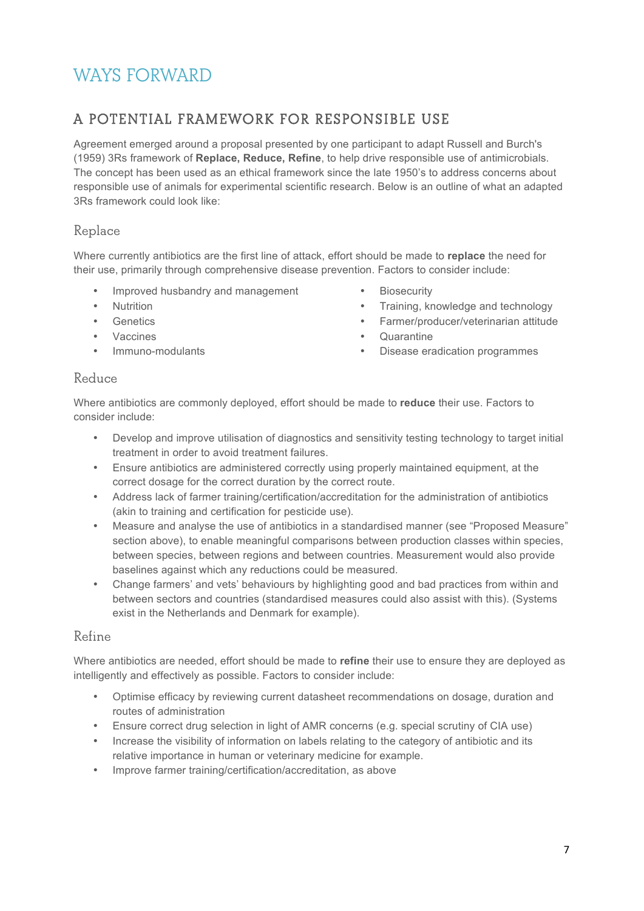# WAYS FORWARD

## A POTENTIAL FRAMEWORK FOR RESPONSIBLE USE

Agreement emerged around a proposal presented by one participant to adapt Russell and Burch's (1959) 3Rs framework of **Replace, Reduce, Refine**, to help drive responsible use of antimicrobials. The concept has been used as an ethical framework since the late 1950's to address concerns about responsible use of animals for experimental scientific research. Below is an outline of what an adapted 3Rs framework could look like:

### Replace

Where currently antibiotics are the first line of attack, effort should be made to **replace** the need for their use, primarily through comprehensive disease prevention. Factors to consider include:

- Improved husbandry and management
- Nutrition
- Genetics
- Vaccines
- Immuno-modulants
- Biosecurity
- Training, knowledge and technology
- Farmer/producer/veterinarian attitude
- Quarantine
- Disease eradication programmes

### Reduce

Where antibiotics are commonly deployed, effort should be made to **reduce** their use. Factors to consider include:

- Develop and improve utilisation of diagnostics and sensitivity testing technology to target initial treatment in order to avoid treatment failures.
- Ensure antibiotics are administered correctly using properly maintained equipment, at the correct dosage for the correct duration by the correct route.
- Address lack of farmer training/certification/accreditation for the administration of antibiotics (akin to training and certification for pesticide use).
- Measure and analyse the use of antibiotics in a standardised manner (see "Proposed Measure" section above), to enable meaningful comparisons between production classes within species, between species, between regions and between countries. Measurement would also provide baselines against which any reductions could be measured.
- Change farmers' and vets' behaviours by highlighting good and bad practices from within and between sectors and countries (standardised measures could also assist with this). (Systems exist in the Netherlands and Denmark for example).

### Refine

Where antibiotics are needed, effort should be made to **refine** their use to ensure they are deployed as intelligently and effectively as possible. Factors to consider include:

- Optimise efficacy by reviewing current datasheet recommendations on dosage, duration and routes of administration
- Ensure correct drug selection in light of AMR concerns (e.g. special scrutiny of CIA use)
- Increase the visibility of information on labels relating to the category of antibiotic and its relative importance in human or veterinary medicine for example.
- Improve farmer training/certification/accreditation, as above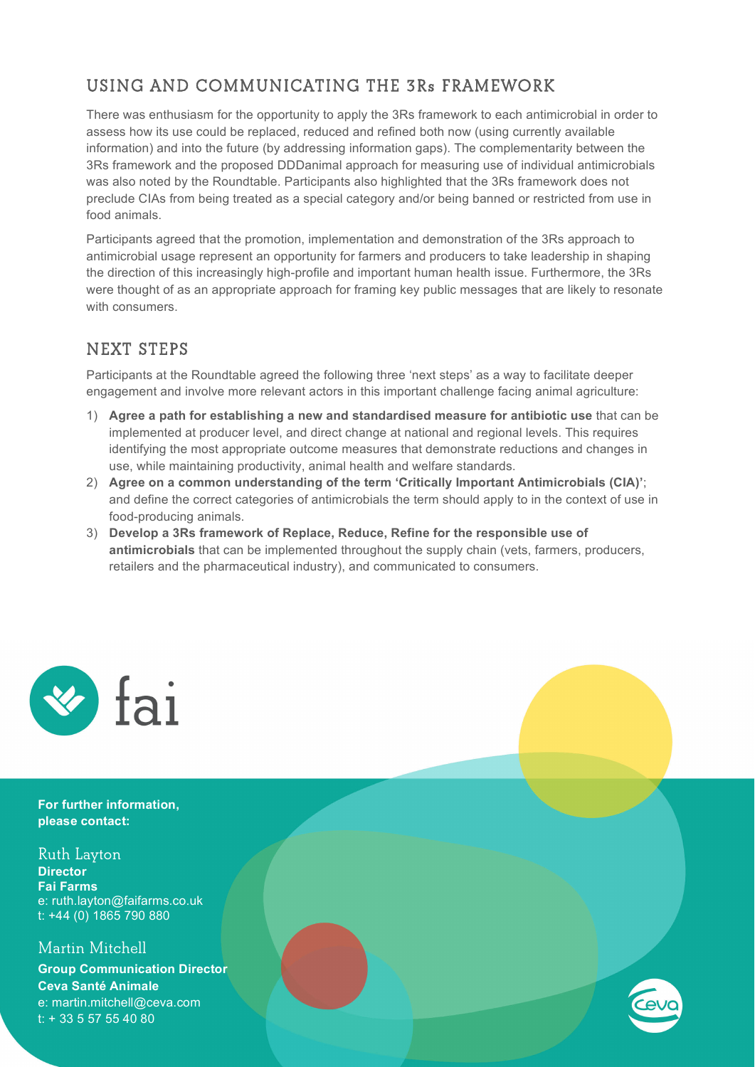## USING AND COMMUNICATING THE 3Rs FRAMEWORK

There was enthusiasm for the opportunity to apply the 3Rs framework to each antimicrobial in order to assess how its use could be replaced, reduced and refined both now (using currently available information) and into the future (by addressing information gaps). The complementarity between the 3Rs framework and the proposed DDDanimal approach for measuring use of individual antimicrobials was also noted by the Roundtable. Participants also highlighted that the 3Rs framework does not preclude CIAs from being treated as a special category and/or being banned or restricted from use in food animals.

Participants agreed that the promotion, implementation and demonstration of the 3Rs approach to antimicrobial usage represent an opportunity for farmers and producers to take leadership in shaping the direction of this increasingly high-profile and important human health issue. Furthermore, the 3Rs were thought of as an appropriate approach for framing key public messages that are likely to resonate with consumers.

## NEXT STEPS

Participants at the Roundtable agreed the following three 'next steps' as a way to facilitate deeper engagement and involve more relevant actors in this important challenge facing animal agriculture:

1) **Agree a path for establishing a new and standardised measure for antibiotic use** that can be implemented at producer level, and direct change at national and regional levels. This requires identifying the most appropriate outcome measures that demonstrate reductions and changes in use, while maintaining productivity, animal health and welfare standards.
2) **Agree on a common understanding of the term 'Critically Important Antimicrobials (CIA)'**; and define the correct categories of antimicrobials the term should apply to in the context of use in food-producing animals.
3) **Develop a 3Rs framework of Replace, Reduce, Refine for the responsible use of antimicrobials** that can be implemented throughout the supply chain (vets, farmers, producers, retailers and the pharmaceutical industry), and communicated to consumers.

fai

**For further information, please contact:**

Ruth Layton
**Director**
**Fai Farms**
e: ruth.layton@faifarms.co.uk
t: +44 (0) 1865 790 880

Martin Mitchell
**Group Communication Director**
**Ceva Santé Animale**
e: martin.mitchell@ceva.com
t: + 33 5 57 55 40 80

Ceva